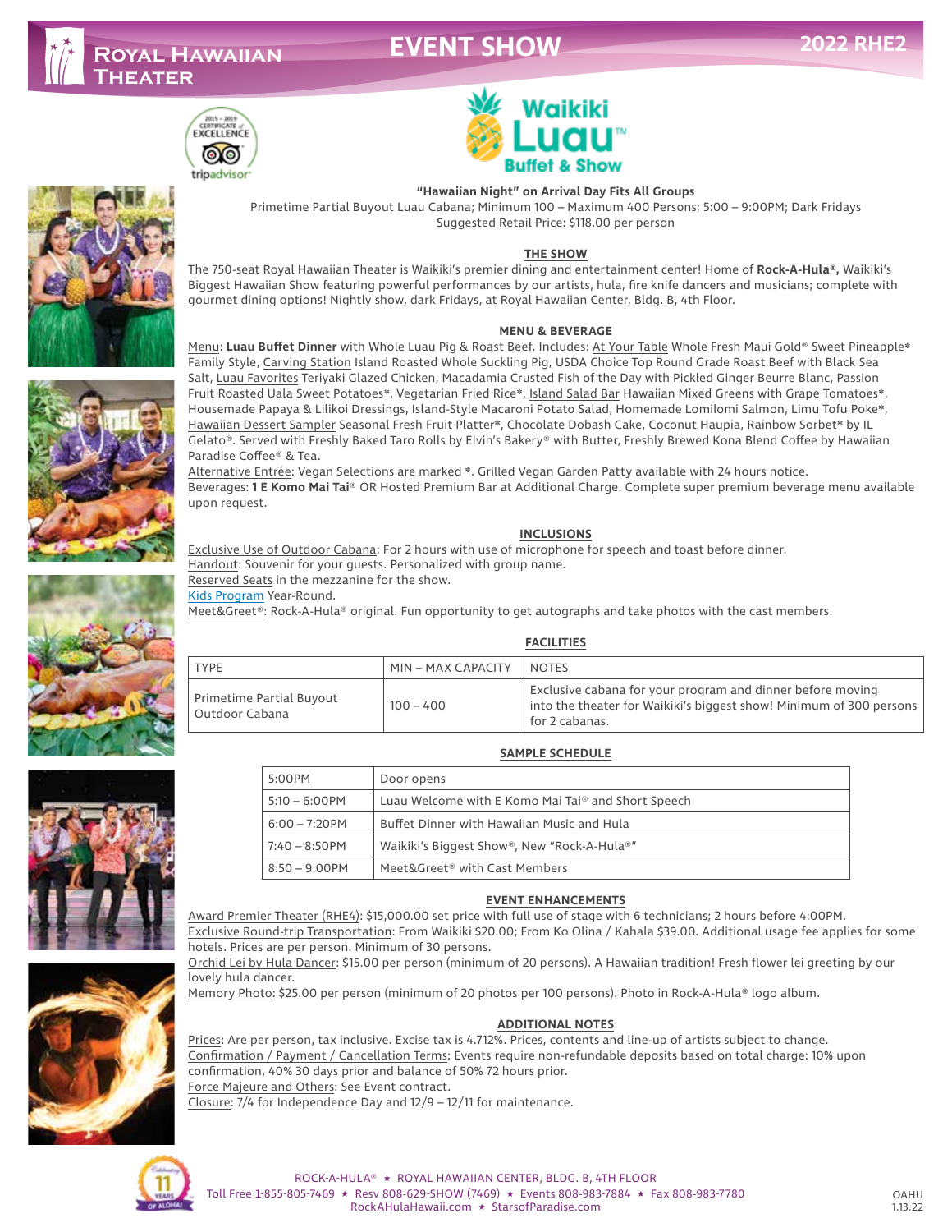# Royal Hawaiian Theater

# EVENT SHOW

**2022 RHE2**

2015 – 2019 Certificate of Excellence tripadvisor

Waikiki Luau™ Buffet & Show

**"Hawaiian Night" on Arrival Day Fits All Groups**

Primetime Partial Buyout Luau Cabana; Minimum 100 – Maximum 400 Persons; 5:00 – 9:00PM; Dark Fridays

Suggested Retail Price: $118.00 per person

## THE SHOW

The 750-seat Royal Hawaiian Theater is Waikiki's premier dining and entertainment center! Home of **Rock-A-Hula®,** Waikiki's Biggest Hawaiian Show featuring powerful performances by our artists, hula, fire knife dancers and musicians; complete with gourmet dining options! Nightly show, dark Fridays, at Royal Hawaiian Center, Bldg. B, 4th Floor.

## MENU & BEVERAGE

Menu: **Luau Buffet Dinner** with Whole Luau Pig & Roast Beef. Includes: At Your Table Whole Fresh Maui Gold® Sweet Pineapple* Family Style, Carving Station Island Roasted Whole Suckling Pig, USDA Choice Top Round Grade Roast Beef with Black Sea Salt, Luau Favorites Teriyaki Glazed Chicken, Macadamia Crusted Fish of the Day with Pickled Ginger Beurre Blanc, Passion Fruit Roasted Uala Sweet Potatoes*, Vegetarian Fried Rice*, Island Salad Bar Hawaiian Mixed Greens with Grape Tomatoes*, Housemade Papaya & Lilikoi Dressings, Island-Style Macaroni Potato Salad, Homemade Lomilomi Salmon, Limu Tofu Poke*, Hawaiian Dessert Sampler Seasonal Fresh Fruit Platter*, Chocolate Dobash Cake, Coconut Haupia, Rainbow Sorbet* by IL Gelato®. Served with Freshly Baked Taro Rolls by Elvin's Bakery® with Butter, Freshly Brewed Kona Blend Coffee by Hawaiian Paradise Coffee® & Tea.

Alternative Entrée: Vegan Selections are marked *. Grilled Vegan Garden Patty available with 24 hours notice.

Beverages: **1 E Komo Mai Tai**® OR Hosted Premium Bar at Additional Charge. Complete super premium beverage menu available upon request.

## INCLUSIONS

Exclusive Use of Outdoor Cabana: For 2 hours with use of microphone for speech and toast before dinner.

Handout: Souvenir for your guests. Personalized with group name.

Reserved Seats in the mezzanine for the show.

Kids Program Year-Round.

Meet&Greet®: Rock-A-Hula® original. Fun opportunity to get autographs and take photos with the cast members.

## FACILITIES

| TYPE | MIN – MAX CAPACITY | NOTES |
|---|---|---|
| Primetime Partial Buyout Outdoor Cabana | 100 – 400 | Exclusive cabana for your program and dinner before moving into the theater for Waikiki's biggest show! Minimum of 300 persons for 2 cabanas. |

## SAMPLE SCHEDULE

| | |
|---|---|
| 5:00PM | Door opens |
| 5:10 – 6:00PM | Luau Welcome with E Komo Mai Tai® and Short Speech |
| 6:00 – 7:20PM | Buffet Dinner with Hawaiian Music and Hula |
| 7:40 – 8:50PM | Waikiki's Biggest Show®, New "Rock-A-Hula®" |
| 8:50 – 9:00PM | Meet&Greet® with Cast Members |

## EVENT ENHANCEMENTS

Award Premier Theater (RHE4): $15,000.00 set price with full use of stage with 6 technicians; 2 hours before 4:00PM.

Exclusive Round-trip Transportation: From Waikiki $20.00; From Ko Olina / Kahala $39.00. Additional usage fee applies for some hotels. Prices are per person. Minimum of 30 persons.

Orchid Lei by Hula Dancer: $15.00 per person (minimum of 20 persons). A Hawaiian tradition! Fresh flower lei greeting by our lovely hula dancer.

Memory Photo: $25.00 per person (minimum of 20 photos per 100 persons). Photo in Rock-A-Hula® logo album.

## ADDITIONAL NOTES

Prices: Are per person, tax inclusive. Excise tax is 4.712%. Prices, contents and line-up of artists subject to change.

Confirmation / Payment / Cancellation Terms: Events require non-refundable deposits based on total charge: 10% upon confirmation, 40% 30 days prior and balance of 50% 72 hours prior.

Force Majeure and Others: See Event contract.

Closure: 7/4 for Independence Day and 12/9 – 12/11 for maintenance.

Celebrating 11 Years of Aloha!

ROCK-A-HULA® ★ ROYAL HAWAIIAN CENTER, BLDG. B, 4TH FLOOR
Toll Free 1-855-805-7469 ★ Resv 808-629-SHOW (7469) ★ Events 808-983-7884 ★ Fax 808-983-7780
RockAHulaHawaii.com ★ StarsofParadise.com

OAHU 1.13.22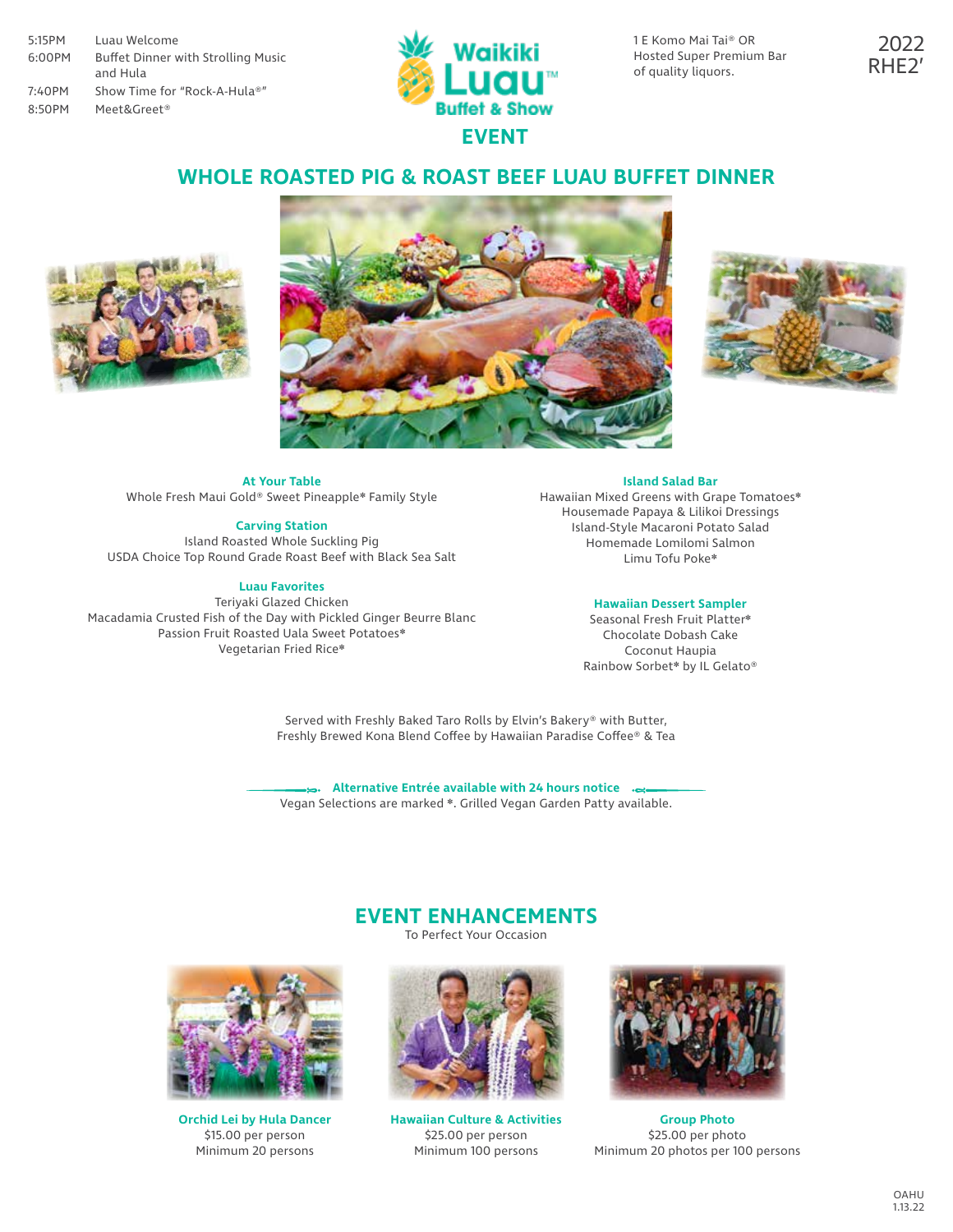| | |
|---|---|
| 5:15PM | Luau Welcome |
| 6:00PM | Buffet Dinner with Strolling Music and Hula |
| 7:40PM | Show Time for "Rock-A-Hula®" |
| 8:50PM | Meet&Greet® |

Waikiki Luau™ Buffet & Show

# EVENT

1 E Komo Mai Tai® OR Hosted Super Premium Bar of quality liquors.

2022 RHE2'

## WHOLE ROASTED PIG & ROAST BEEF LUAU BUFFET DINNER

### At Your Table
Whole Fresh Maui Gold® Sweet Pineapple* Family Style

### Carving Station
Island Roasted Whole Suckling Pig
USDA Choice Top Round Grade Roast Beef with Black Sea Salt

### Luau Favorites
Teriyaki Glazed Chicken
Macadamia Crusted Fish of the Day with Pickled Ginger Beurre Blanc
Passion Fruit Roasted Uala Sweet Potatoes*
Vegetarian Fried Rice*

### Island Salad Bar
Hawaiian Mixed Greens with Grape Tomatoes*
Housemade Papaya & Lilikoi Dressings
Island-Style Macaroni Potato Salad
Homemade Lomilomi Salmon
Limu Tofu Poke*

### Hawaiian Dessert Sampler
Seasonal Fresh Fruit Platter*
Chocolate Dobash Cake
Coconut Haupia
Rainbow Sorbet* by IL Gelato®

Served with Freshly Baked Taro Rolls by Elvin's Bakery® with Butter,
Freshly Brewed Kona Blend Coffee by Hawaiian Paradise Coffee® & Tea

**Alternative Entrée available with 24 hours notice**
Vegan Selections are marked *. Grilled Vegan Garden Patty available.

## EVENT ENHANCEMENTS
To Perfect Your Occasion

**Orchid Lei by Hula Dancer**
$15.00 per person
Minimum 20 persons

**Hawaiian Culture & Activities**
$25.00 per person
Minimum 100 persons

**Group Photo**
$25.00 per photo
Minimum 20 photos per 100 persons

OAHU
1.13.22